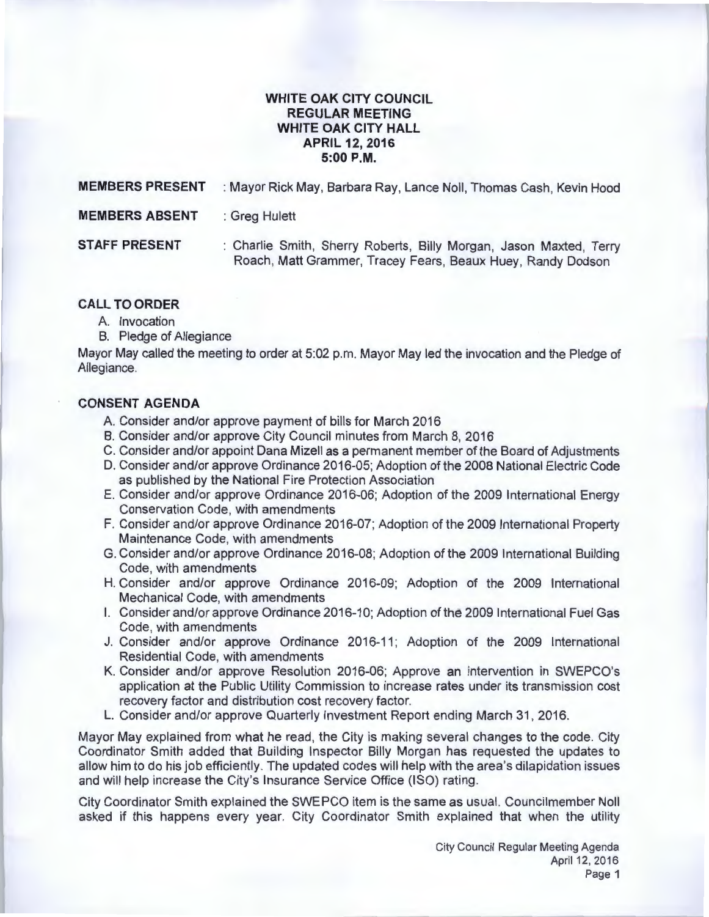# WHITE OAK CITY COUNCIL
# REGULAR MEETING
# WHITE OAK CITY HALL
# APRIL 12, 2016
# 5:00 P.M.

**MEMBERS PRESENT** : Mayor Rick May, Barbara Ray, Lance Noll, Thomas Cash, Kevin Hood

**MEMBERS ABSENT** : Greg Hulett

**STAFF PRESENT** : Charlie Smith, Sherry Roberts, Billy Morgan, Jason Maxted, Terry Roach, Matt Grammer, Tracey Fears, Beaux Huey, Randy Dodson

## CALL TO ORDER

A. Invocation
B. Pledge of Allegiance

Mayor May called the meeting to order at 5:02 p.m. Mayor May led the invocation and the Pledge of Allegiance.

## CONSENT AGENDA

A. Consider and/or approve payment of bills for March 2016
B. Consider and/or approve City Council minutes from March 8, 2016
C. Consider and/or appoint Dana Mizell as a permanent member of the Board of Adjustments
D. Consider and/or approve Ordinance 2016-05; Adoption of the 2008 National Electric Code as published by the National Fire Protection Association
E. Consider and/or approve Ordinance 2016-06; Adoption of the 2009 International Energy Conservation Code, with amendments
F. Consider and/or approve Ordinance 2016-07; Adoption of the 2009 International Property Maintenance Code, with amendments
G. Consider and/or approve Ordinance 2016-08; Adoption of the 2009 International Building Code, with amendments
H. Consider and/or approve Ordinance 2016-09; Adoption of the 2009 International Mechanical Code, with amendments
I. Consider and/or approve Ordinance 2016-10; Adoption of the 2009 International Fuel Gas Code, with amendments
J. Consider and/or approve Ordinance 2016-11; Adoption of the 2009 International Residential Code, with amendments
K. Consider and/or approve Resolution 2016-06; Approve an intervention in SWEPCO's application at the Public Utility Commission to increase rates under its transmission cost recovery factor and distribution cost recovery factor.
L. Consider and/or approve Quarterly Investment Report ending March 31, 2016.

Mayor May explained from what he read, the City is making several changes to the code. City Coordinator Smith added that Building Inspector Billy Morgan has requested the updates to allow him to do his job efficiently. The updated codes will help with the area's dilapidation issues and will help increase the City's Insurance Service Office (ISO) rating.

City Coordinator Smith explained the SWEPCO item is the same as usual. Councilmember Noll asked if this happens every year. City Coordinator Smith explained that when the utility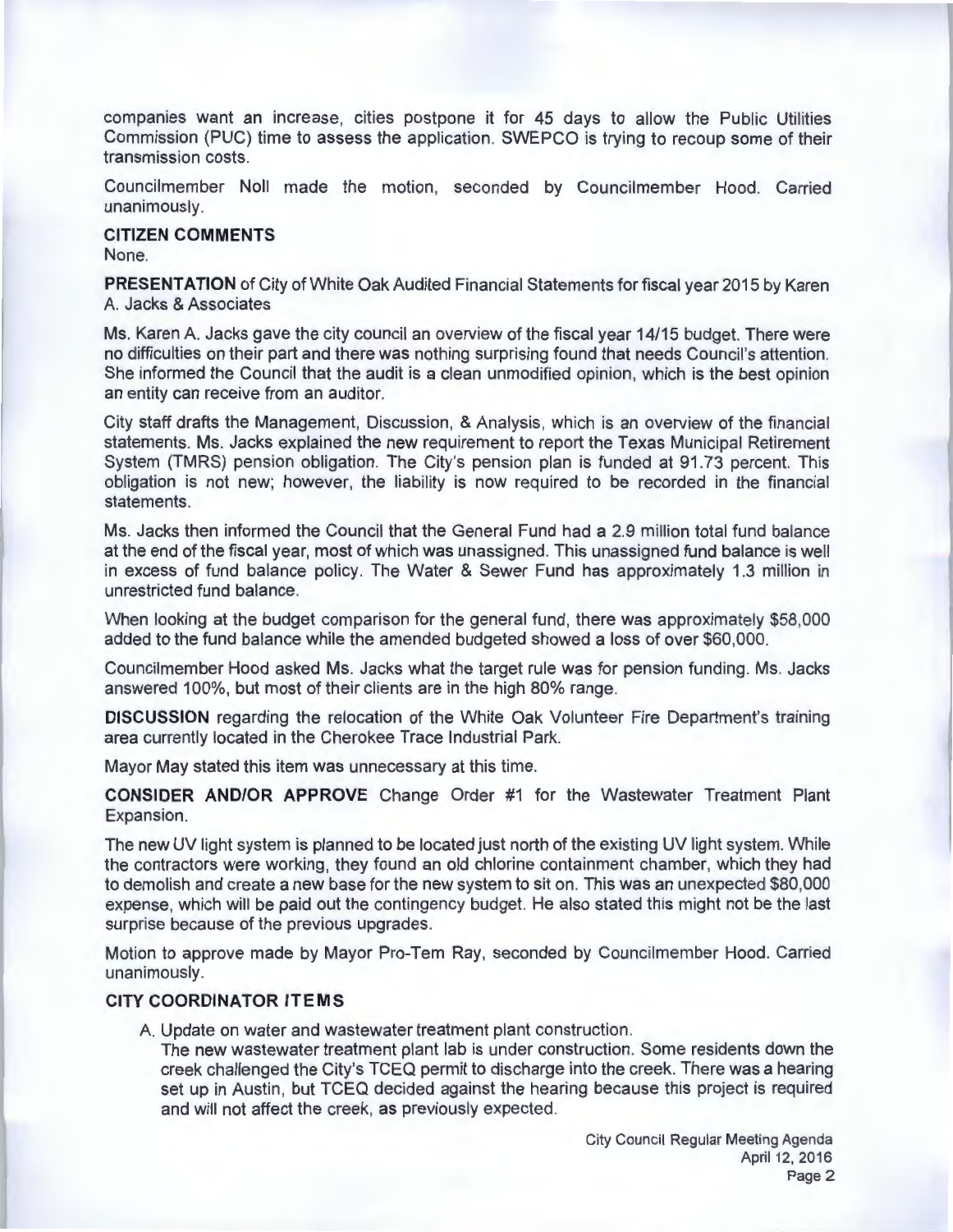companies want an increase, cities postpone it for 45 days to allow the Public Utilities Commission (PUC) time to assess the application. SWEPCO is trying to recoup some of their transmission costs.

Councilmember Noll made the motion, seconded by Councilmember Hood. Carried unanimously.

**CITIZEN COMMENTS**

None.

**PRESENTATION** of City of White Oak Audited Financial Statements for fiscal year 2015 by Karen A. Jacks & Associates

Ms. Karen A. Jacks gave the city council an overview of the fiscal year 14/15 budget. There were no difficulties on their part and there was nothing surprising found that needs Council's attention. She informed the Council that the audit is a clean unmodified opinion, which is the best opinion an entity can receive from an auditor.

City staff drafts the Management, Discussion, & Analysis, which is an overview of the financial statements. Ms. Jacks explained the new requirement to report the Texas Municipal Retirement System (TMRS) pension obligation. The City's pension plan is funded at 91.73 percent. This obligation is not new; however, the liability is now required to be recorded in the financial statements.

Ms. Jacks then informed the Council that the General Fund had a 2.9 million total fund balance at the end of the fiscal year, most of which was unassigned. This unassigned fund balance is well in excess of fund balance policy. The Water & Sewer Fund has approximately 1.3 million in unrestricted fund balance.

When looking at the budget comparison for the general fund, there was approximately $58,000 added to the fund balance while the amended budgeted showed a loss of over $60,000.

Councilmember Hood asked Ms. Jacks what the target rule was for pension funding. Ms. Jacks answered 100%, but most of their clients are in the high 80% range.

**DISCUSSION** regarding the relocation of the White Oak Volunteer Fire Department's training area currently located in the Cherokee Trace Industrial Park.

Mayor May stated this item was unnecessary at this time.

**CONSIDER AND/OR APPROVE** Change Order #1 for the Wastewater Treatment Plant Expansion.

The new UV light system is planned to be located just north of the existing UV light system. While the contractors were working, they found an old chlorine containment chamber, which they had to demolish and create a new base for the new system to sit on. This was an unexpected $80,000 expense, which will be paid out the contingency budget. He also stated this might not be the last surprise because of the previous upgrades.

Motion to approve made by Mayor Pro-Tem Ray, seconded by Councilmember Hood. Carried unanimously.

**CITY COORDINATOR ITEMS**

A. Update on water and wastewater treatment plant construction.
   The new wastewater treatment plant lab is under construction. Some residents down the creek challenged the City's TCEQ permit to discharge into the creek. There was a hearing set up in Austin, but TCEQ decided against the hearing because this project is required and will not affect the creek, as previously expected.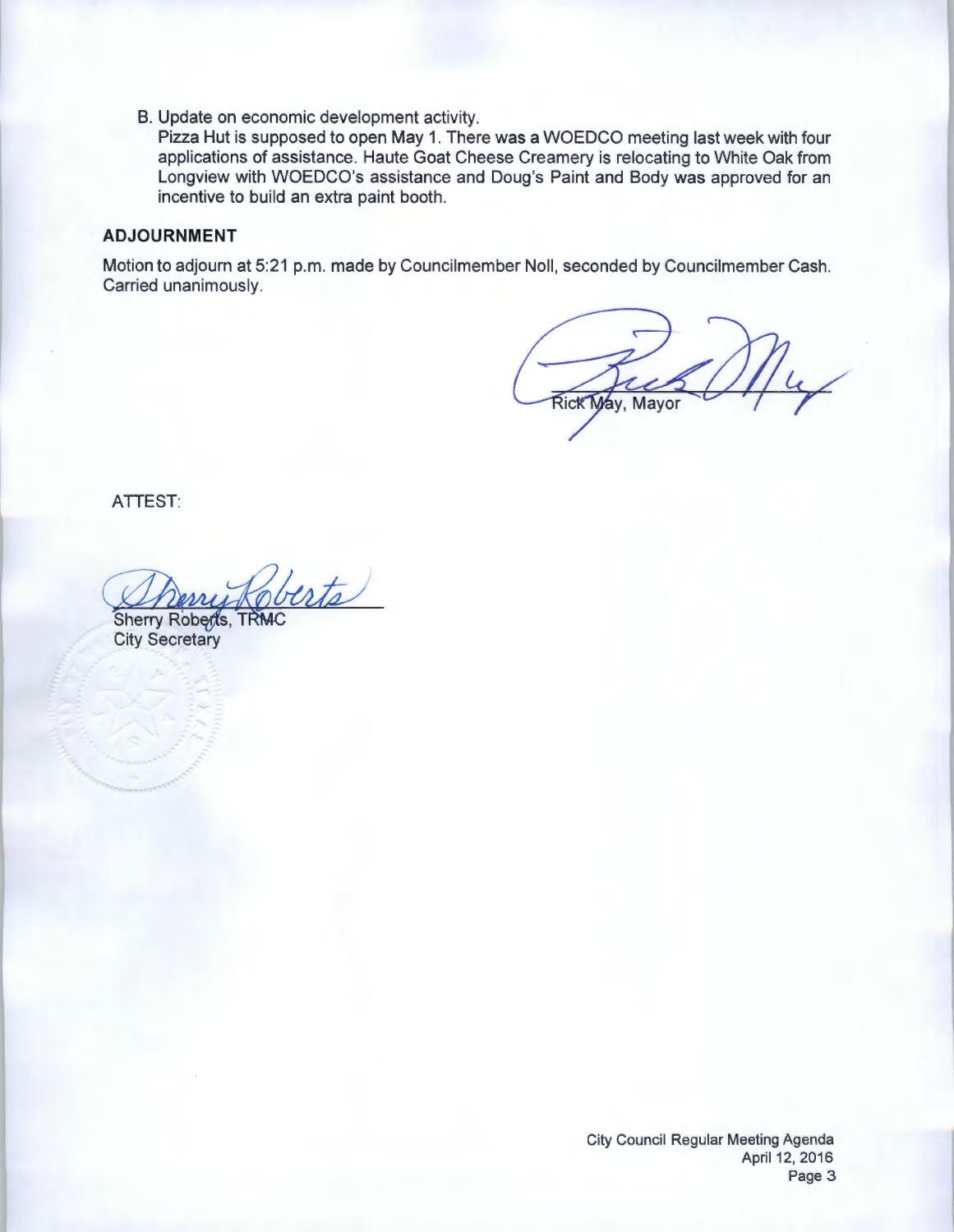B. Update on economic development activity.
   Pizza Hut is supposed to open May 1. There was a WOEDCO meeting last week with four applications of assistance. Haute Goat Cheese Creamery is relocating to White Oak from Longview with WOEDCO's assistance and Doug's Paint and Body was approved for an incentive to build an extra paint booth.

## ADJOURNMENT

Motion to adjourn at 5:21 p.m. made by Councilmember Noll, seconded by Councilmember Cash. Carried unanimously.

Rick May, Mayor

ATTEST:

Sherry Roberts, TRMC
City Secretary